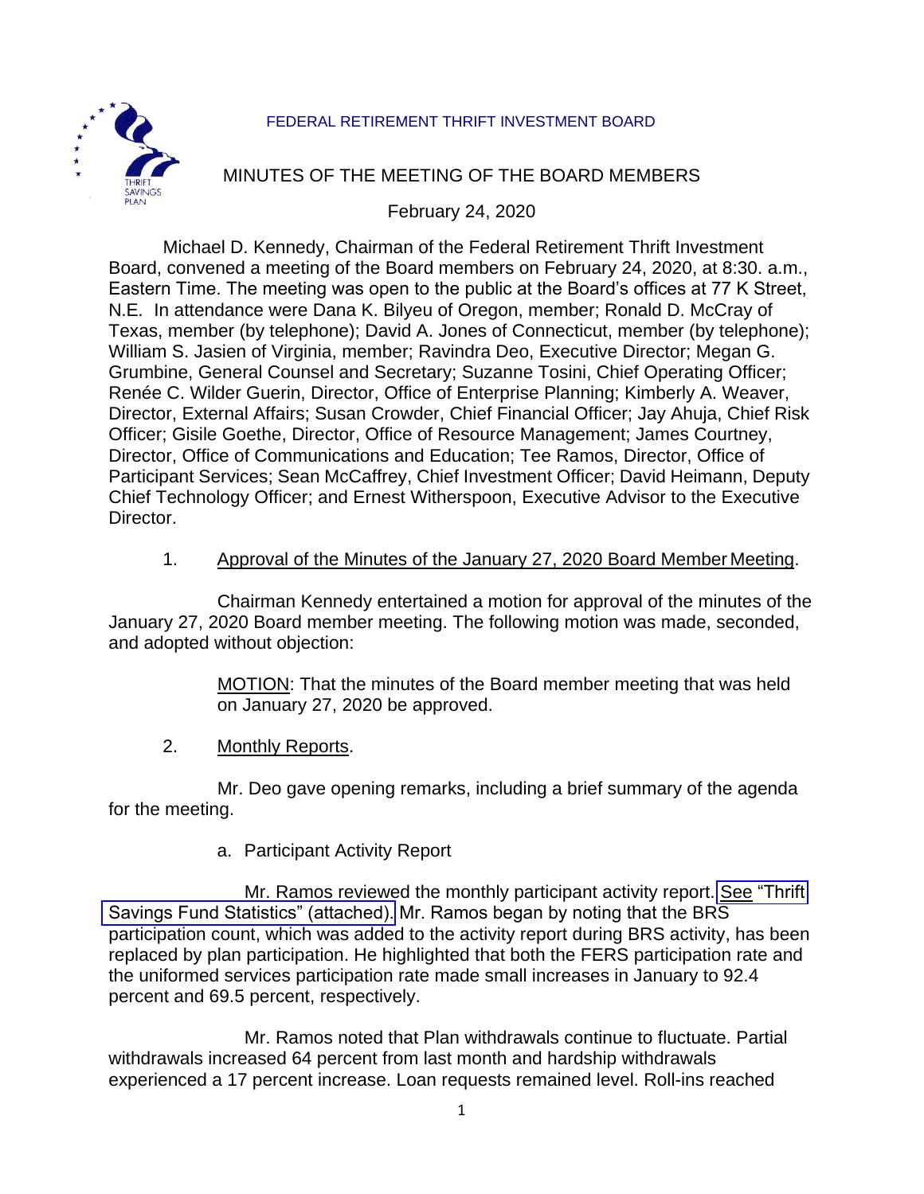FEDERAL RETIREMENT THRIFT INVESTMENT BOARD

# MINUTES OF THE MEETING OF THE BOARD MEMBERS

February 24, 2020

Michael D. Kennedy, Chairman of the Federal Retirement Thrift Investment Board, convened a meeting of the Board members on February 24, 2020, at 8:30. a.m., Eastern Time. The meeting was open to the public at the Board's offices at 77 K Street, N.E. In attendance were Dana K. Bilyeu of Oregon, member; Ronald D. McCray of Texas, member (by telephone); David A. Jones of Connecticut, member (by telephone); William S. Jasien of Virginia, member; Ravindra Deo, Executive Director; Megan G. Grumbine, General Counsel and Secretary; Suzanne Tosini, Chief Operating Officer; Renée C. Wilder Guerin, Director, Office of Enterprise Planning; Kimberly A. Weaver, Director, External Affairs; Susan Crowder, Chief Financial Officer; Jay Ahuja, Chief Risk Officer; Gisile Goethe, Director, Office of Resource Management; James Courtney, Director, Office of Communications and Education; Tee Ramos, Director, Office of Participant Services; Sean McCaffrey, Chief Investment Officer; David Heimann, Deputy Chief Technology Officer; and Ernest Witherspoon, Executive Advisor to the Executive Director.

1. Approval of the Minutes of the January 27, 2020 Board Member Meeting.

Chairman Kennedy entertained a motion for approval of the minutes of the January 27, 2020 Board member meeting. The following motion was made, seconded, and adopted without objection:

> MOTION: That the minutes of the Board member meeting that was held on January 27, 2020 be approved.

2. Monthly Reports.

Mr. Deo gave opening remarks, including a brief summary of the agenda for the meeting.

a. Participant Activity Report

Mr. Ramos reviewed the monthly participant activity report. See "Thrift Savings Fund Statistics" (attached). Mr. Ramos began by noting that the BRS participation count, which was added to the activity report during BRS activity, has been replaced by plan participation. He highlighted that both the FERS participation rate and the uniformed services participation rate made small increases in January to 92.4 percent and 69.5 percent, respectively.

Mr. Ramos noted that Plan withdrawals continue to fluctuate. Partial withdrawals increased 64 percent from last month and hardship withdrawals experienced a 17 percent increase. Loan requests remained level. Roll-ins reached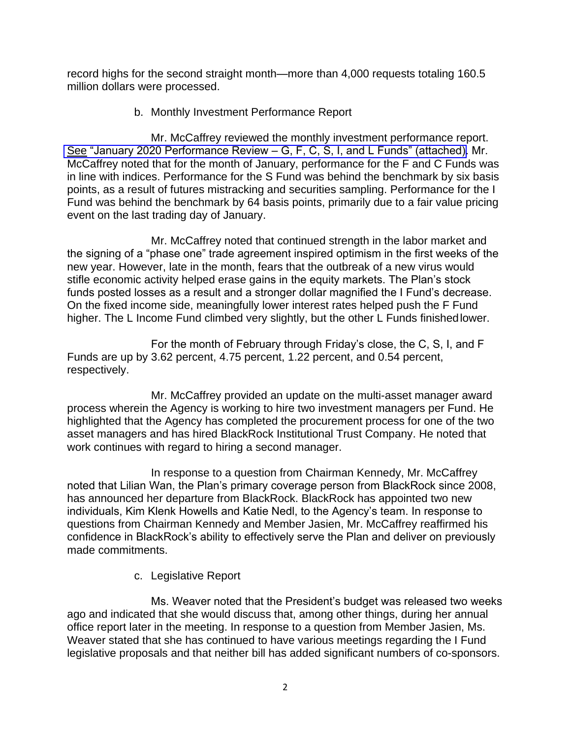record highs for the second straight month—more than 4,000 requests totaling 160.5 million dollars were processed.

b. Monthly Investment Performance Report

Mr. McCaffrey reviewed the monthly investment performance report. See "January 2020 Performance Review – G, F, C, S, I, and L Funds" (attached). Mr. McCaffrey noted that for the month of January, performance for the F and C Funds was in line with indices. Performance for the S Fund was behind the benchmark by six basis points, as a result of futures mistracking and securities sampling. Performance for the I Fund was behind the benchmark by 64 basis points, primarily due to a fair value pricing event on the last trading day of January.

Mr. McCaffrey noted that continued strength in the labor market and the signing of a "phase one" trade agreement inspired optimism in the first weeks of the new year. However, late in the month, fears that the outbreak of a new virus would stifle economic activity helped erase gains in the equity markets. The Plan's stock funds posted losses as a result and a stronger dollar magnified the I Fund's decrease. On the fixed income side, meaningfully lower interest rates helped push the F Fund higher. The L Income Fund climbed very slightly, but the other L Funds finished lower.

For the month of February through Friday's close, the C, S, I, and F Funds are up by 3.62 percent, 4.75 percent, 1.22 percent, and 0.54 percent, respectively.

Mr. McCaffrey provided an update on the multi-asset manager award process wherein the Agency is working to hire two investment managers per Fund. He highlighted that the Agency has completed the procurement process for one of the two asset managers and has hired BlackRock Institutional Trust Company. He noted that work continues with regard to hiring a second manager.

In response to a question from Chairman Kennedy, Mr. McCaffrey noted that Lilian Wan, the Plan's primary coverage person from BlackRock since 2008, has announced her departure from BlackRock. BlackRock has appointed two new individuals, Kim Klenk Howells and Katie Nedl, to the Agency's team. In response to questions from Chairman Kennedy and Member Jasien, Mr. McCaffrey reaffirmed his confidence in BlackRock's ability to effectively serve the Plan and deliver on previously made commitments.

c. Legislative Report

Ms. Weaver noted that the President's budget was released two weeks ago and indicated that she would discuss that, among other things, during her annual office report later in the meeting. In response to a question from Member Jasien, Ms. Weaver stated that she has continued to have various meetings regarding the I Fund legislative proposals and that neither bill has added significant numbers of co-sponsors.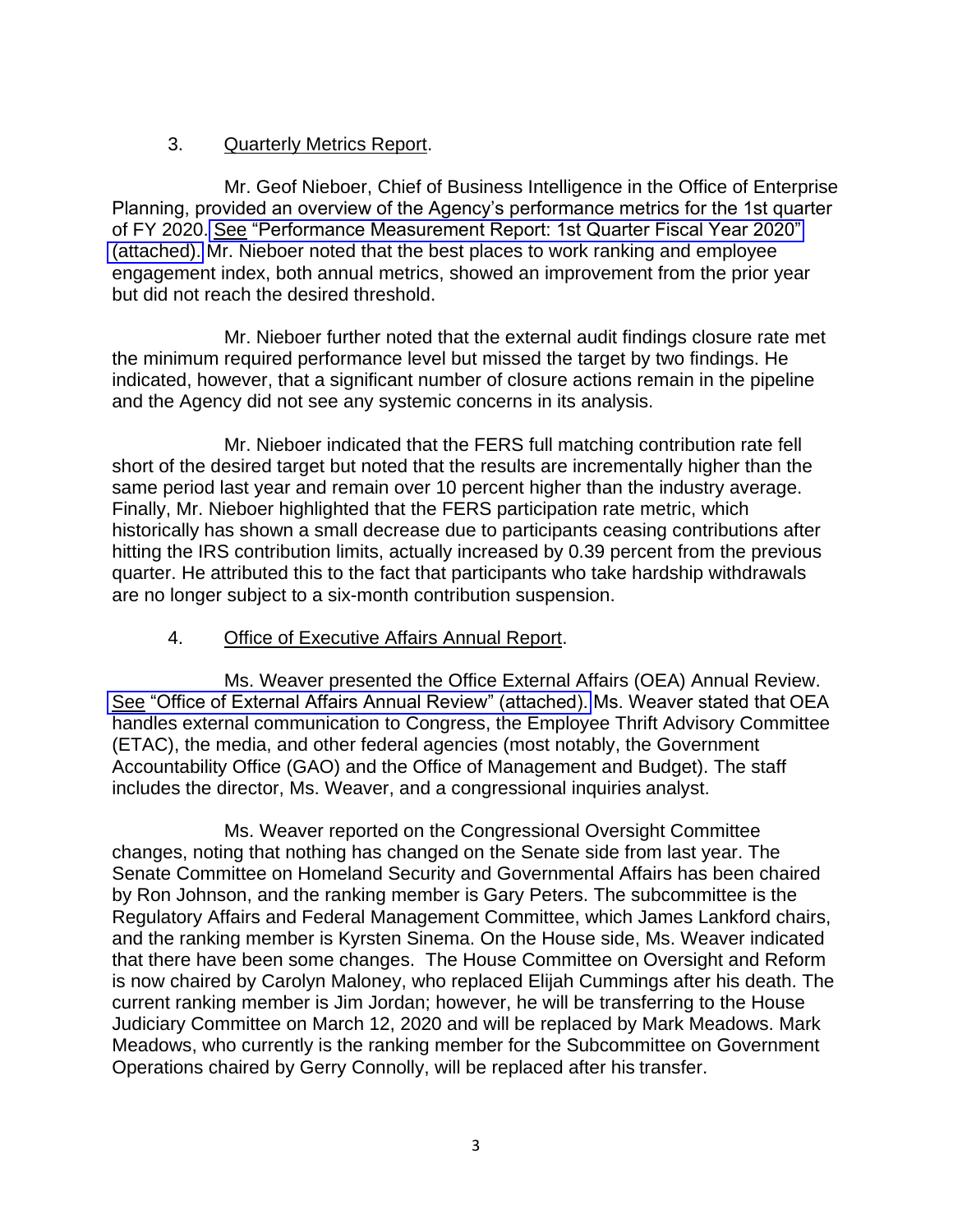3. Quarterly Metrics Report.

Mr. Geof Nieboer, Chief of Business Intelligence in the Office of Enterprise Planning, provided an overview of the Agency's performance metrics for the 1st quarter of FY 2020. See "Performance Measurement Report: 1st Quarter Fiscal Year 2020" (attached). Mr. Nieboer noted that the best places to work ranking and employee engagement index, both annual metrics, showed an improvement from the prior year but did not reach the desired threshold.

Mr. Nieboer further noted that the external audit findings closure rate met the minimum required performance level but missed the target by two findings. He indicated, however, that a significant number of closure actions remain in the pipeline and the Agency did not see any systemic concerns in its analysis.

Mr. Nieboer indicated that the FERS full matching contribution rate fell short of the desired target but noted that the results are incrementally higher than the same period last year and remain over 10 percent higher than the industry average. Finally, Mr. Nieboer highlighted that the FERS participation rate metric, which historically has shown a small decrease due to participants ceasing contributions after hitting the IRS contribution limits, actually increased by 0.39 percent from the previous quarter. He attributed this to the fact that participants who take hardship withdrawals are no longer subject to a six-month contribution suspension.

4. Office of Executive Affairs Annual Report.

Ms. Weaver presented the Office External Affairs (OEA) Annual Review. See "Office of External Affairs Annual Review" (attached). Ms. Weaver stated that OEA handles external communication to Congress, the Employee Thrift Advisory Committee (ETAC), the media, and other federal agencies (most notably, the Government Accountability Office (GAO) and the Office of Management and Budget). The staff includes the director, Ms. Weaver, and a congressional inquiries analyst.

Ms. Weaver reported on the Congressional Oversight Committee changes, noting that nothing has changed on the Senate side from last year. The Senate Committee on Homeland Security and Governmental Affairs has been chaired by Ron Johnson, and the ranking member is Gary Peters. The subcommittee is the Regulatory Affairs and Federal Management Committee, which James Lankford chairs, and the ranking member is Kyrsten Sinema. On the House side, Ms. Weaver indicated that there have been some changes. The House Committee on Oversight and Reform is now chaired by Carolyn Maloney, who replaced Elijah Cummings after his death. The current ranking member is Jim Jordan; however, he will be transferring to the House Judiciary Committee on March 12, 2020 and will be replaced by Mark Meadows. Mark Meadows, who currently is the ranking member for the Subcommittee on Government Operations chaired by Gerry Connolly, will be replaced after his transfer.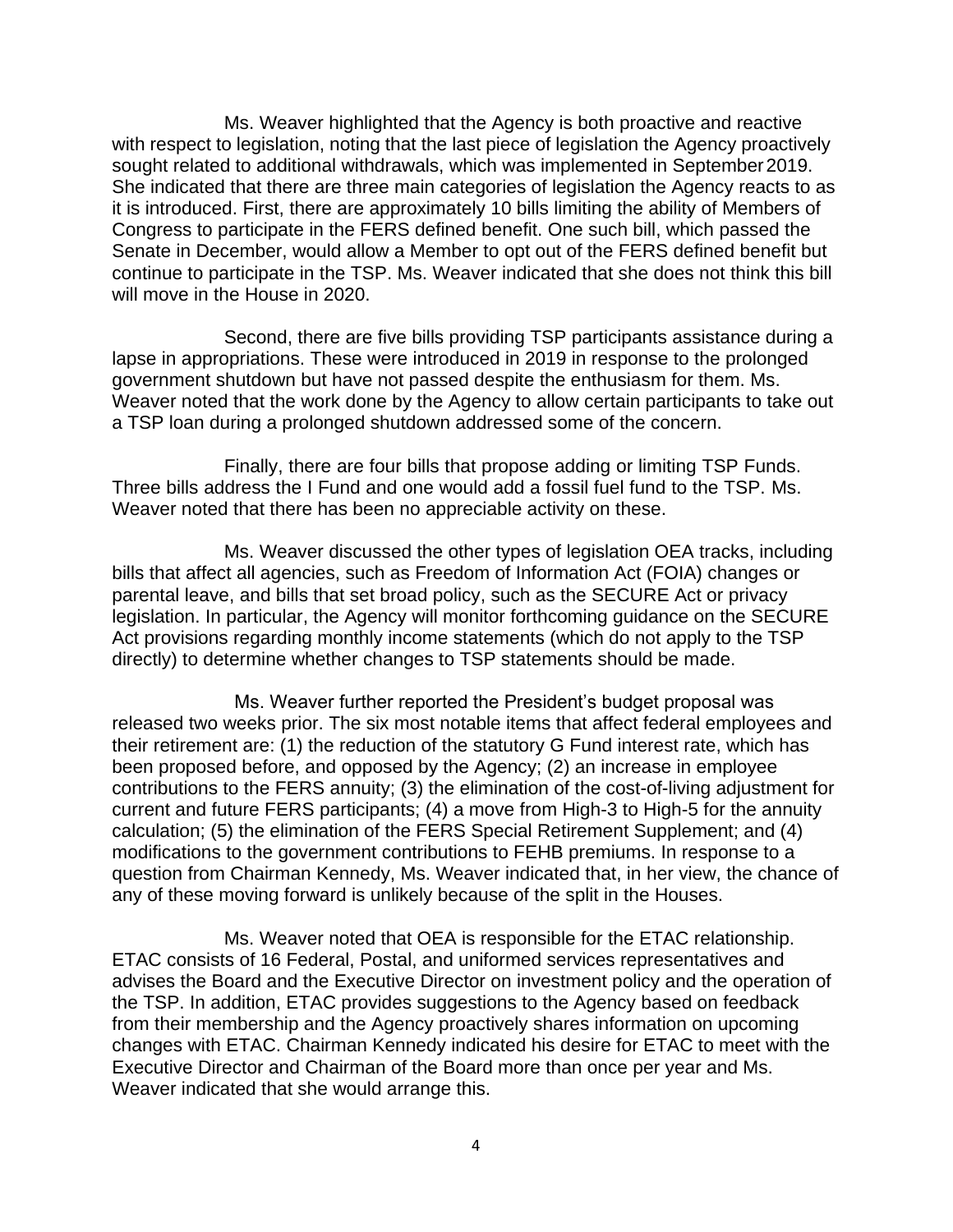Ms. Weaver highlighted that the Agency is both proactive and reactive with respect to legislation, noting that the last piece of legislation the Agency proactively sought related to additional withdrawals, which was implemented in September 2019. She indicated that there are three main categories of legislation the Agency reacts to as it is introduced. First, there are approximately 10 bills limiting the ability of Members of Congress to participate in the FERS defined benefit. One such bill, which passed the Senate in December, would allow a Member to opt out of the FERS defined benefit but continue to participate in the TSP. Ms. Weaver indicated that she does not think this bill will move in the House in 2020.

Second, there are five bills providing TSP participants assistance during a lapse in appropriations. These were introduced in 2019 in response to the prolonged government shutdown but have not passed despite the enthusiasm for them. Ms. Weaver noted that the work done by the Agency to allow certain participants to take out a TSP loan during a prolonged shutdown addressed some of the concern.

Finally, there are four bills that propose adding or limiting TSP Funds. Three bills address the I Fund and one would add a fossil fuel fund to the TSP. Ms. Weaver noted that there has been no appreciable activity on these.

Ms. Weaver discussed the other types of legislation OEA tracks, including bills that affect all agencies, such as Freedom of Information Act (FOIA) changes or parental leave, and bills that set broad policy, such as the SECURE Act or privacy legislation. In particular, the Agency will monitor forthcoming guidance on the SECURE Act provisions regarding monthly income statements (which do not apply to the TSP directly) to determine whether changes to TSP statements should be made.

Ms. Weaver further reported the President's budget proposal was released two weeks prior. The six most notable items that affect federal employees and their retirement are: (1) the reduction of the statutory G Fund interest rate, which has been proposed before, and opposed by the Agency; (2) an increase in employee contributions to the FERS annuity; (3) the elimination of the cost-of-living adjustment for current and future FERS participants; (4) a move from High-3 to High-5 for the annuity calculation; (5) the elimination of the FERS Special Retirement Supplement; and (4) modifications to the government contributions to FEHB premiums. In response to a question from Chairman Kennedy, Ms. Weaver indicated that, in her view, the chance of any of these moving forward is unlikely because of the split in the Houses.

Ms. Weaver noted that OEA is responsible for the ETAC relationship. ETAC consists of 16 Federal, Postal, and uniformed services representatives and advises the Board and the Executive Director on investment policy and the operation of the TSP. In addition, ETAC provides suggestions to the Agency based on feedback from their membership and the Agency proactively shares information on upcoming changes with ETAC. Chairman Kennedy indicated his desire for ETAC to meet with the Executive Director and Chairman of the Board more than once per year and Ms. Weaver indicated that she would arrange this.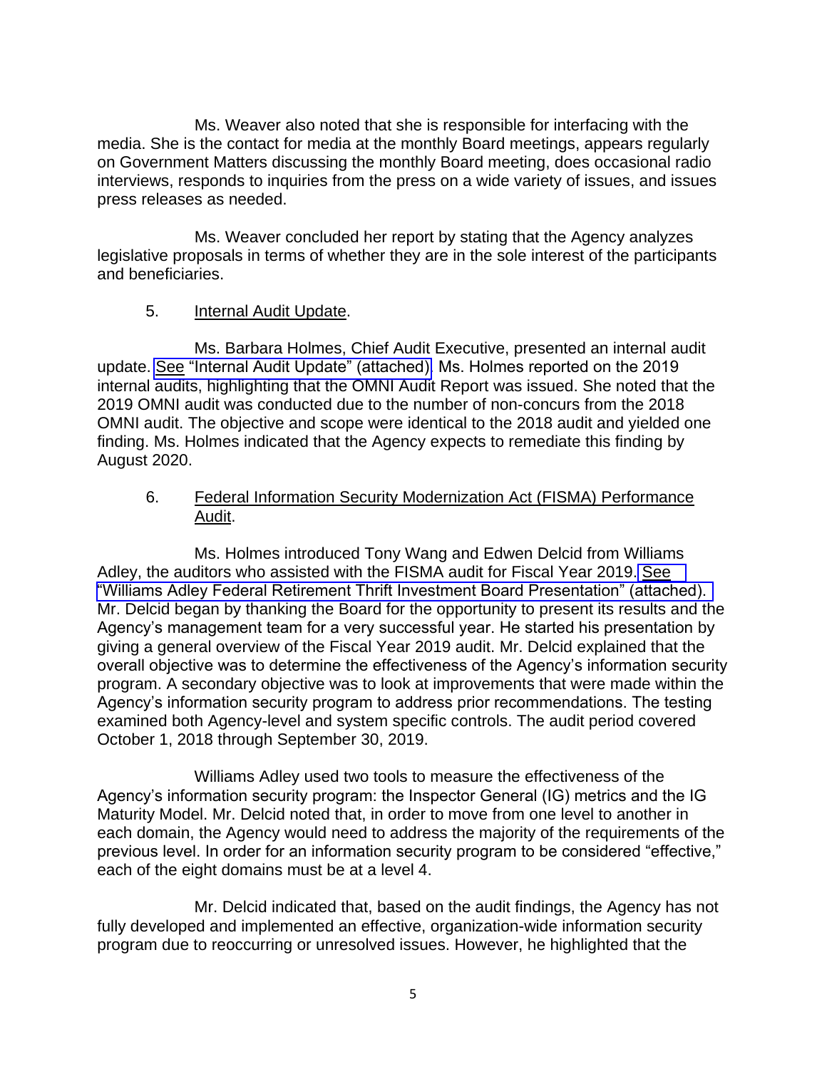Ms. Weaver also noted that she is responsible for interfacing with the media. She is the contact for media at the monthly Board meetings, appears regularly on Government Matters discussing the monthly Board meeting, does occasional radio interviews, responds to inquiries from the press on a wide variety of issues, and issues press releases as needed.

Ms. Weaver concluded her report by stating that the Agency analyzes legislative proposals in terms of whether they are in the sole interest of the participants and beneficiaries.

5. Internal Audit Update.

Ms. Barbara Holmes, Chief Audit Executive, presented an internal audit update. See "Internal Audit Update" (attached). Ms. Holmes reported on the 2019 internal audits, highlighting that the OMNI Audit Report was issued. She noted that the 2019 OMNI audit was conducted due to the number of non-concurs from the 2018 OMNI audit. The objective and scope were identical to the 2018 audit and yielded one finding. Ms. Holmes indicated that the Agency expects to remediate this finding by August 2020.

6. Federal Information Security Modernization Act (FISMA) Performance Audit.

Ms. Holmes introduced Tony Wang and Edwen Delcid from Williams Adley, the auditors who assisted with the FISMA audit for Fiscal Year 2019. See "Williams Adley Federal Retirement Thrift Investment Board Presentation" (attached). Mr. Delcid began by thanking the Board for the opportunity to present its results and the Agency's management team for a very successful year. He started his presentation by giving a general overview of the Fiscal Year 2019 audit. Mr. Delcid explained that the overall objective was to determine the effectiveness of the Agency's information security program. A secondary objective was to look at improvements that were made within the Agency's information security program to address prior recommendations. The testing examined both Agency-level and system specific controls. The audit period covered October 1, 2018 through September 30, 2019.

Williams Adley used two tools to measure the effectiveness of the Agency's information security program: the Inspector General (IG) metrics and the IG Maturity Model. Mr. Delcid noted that, in order to move from one level to another in each domain, the Agency would need to address the majority of the requirements of the previous level. In order for an information security program to be considered "effective," each of the eight domains must be at a level 4.

Mr. Delcid indicated that, based on the audit findings, the Agency has not fully developed and implemented an effective, organization-wide information security program due to reoccurring or unresolved issues. However, he highlighted that the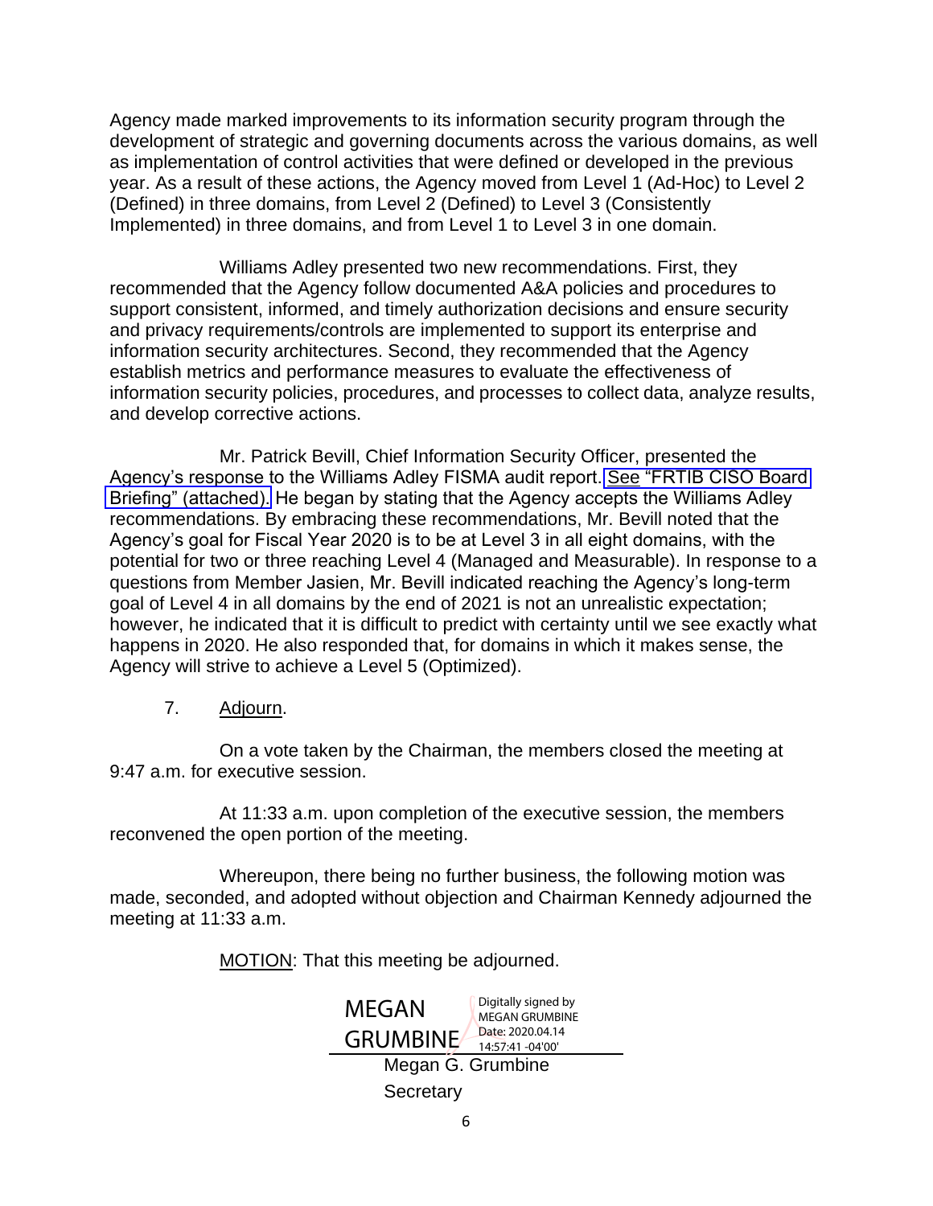Agency made marked improvements to its information security program through the development of strategic and governing documents across the various domains, as well as implementation of control activities that were defined or developed in the previous year. As a result of these actions, the Agency moved from Level 1 (Ad-Hoc) to Level 2 (Defined) in three domains, from Level 2 (Defined) to Level 3 (Consistently Implemented) in three domains, and from Level 1 to Level 3 in one domain.

Williams Adley presented two new recommendations. First, they recommended that the Agency follow documented A&A policies and procedures to support consistent, informed, and timely authorization decisions and ensure security and privacy requirements/controls are implemented to support its enterprise and information security architectures. Second, they recommended that the Agency establish metrics and performance measures to evaluate the effectiveness of information security policies, procedures, and processes to collect data, analyze results, and develop corrective actions.

Mr. Patrick Bevill, Chief Information Security Officer, presented the Agency's response to the Williams Adley FISMA audit report. See "FRTIB CISO Board Briefing" (attached). He began by stating that the Agency accepts the Williams Adley recommendations. By embracing these recommendations, Mr. Bevill noted that the Agency's goal for Fiscal Year 2020 is to be at Level 3 in all eight domains, with the potential for two or three reaching Level 4 (Managed and Measurable). In response to a questions from Member Jasien, Mr. Bevill indicated reaching the Agency's long-term goal of Level 4 in all domains by the end of 2021 is not an unrealistic expectation; however, he indicated that it is difficult to predict with certainty until we see exactly what happens in 2020. He also responded that, for domains in which it makes sense, the Agency will strive to achieve a Level 5 (Optimized).

7. Adjourn.

On a vote taken by the Chairman, the members closed the meeting at 9:47 a.m. for executive session.

At 11:33 a.m. upon completion of the executive session, the members reconvened the open portion of the meeting.

Whereupon, there being no further business, the following motion was made, seconded, and adopted without objection and Chairman Kennedy adjourned the meeting at 11:33 a.m.

MOTION: That this meeting be adjourned.

MEGAN GRUMBINE
Digitally signed by MEGAN GRUMBINE
Date: 2020.04.14 14:57:41 -04'00'

Megan G. Grumbine
Secretary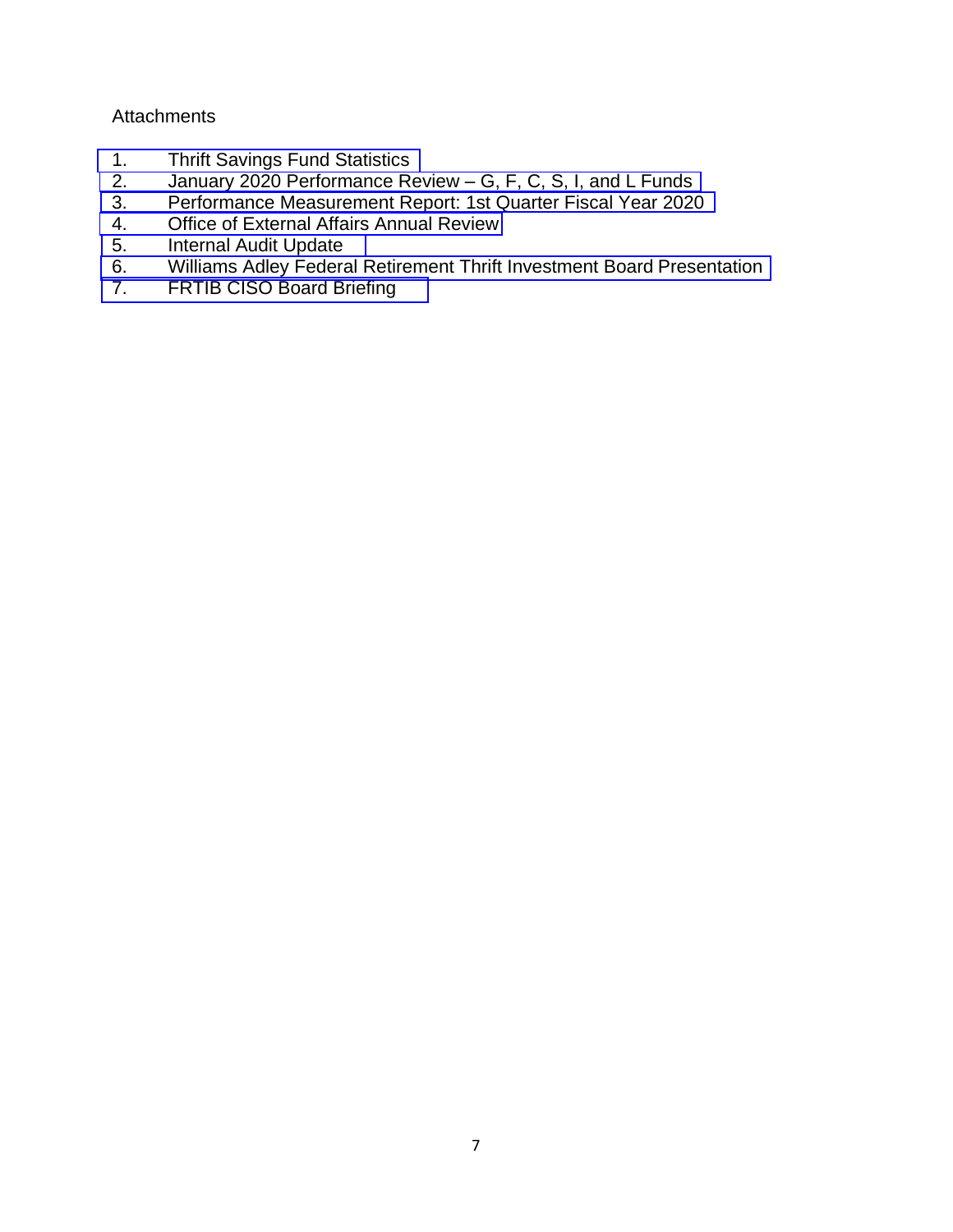Attachments

1. Thrift Savings Fund Statistics
2. January 2020 Performance Review – G, F, C, S, I, and L Funds
3. Performance Measurement Report: 1st Quarter Fiscal Year 2020
4. Office of External Affairs Annual Review
5. Internal Audit Update
6. Williams Adley Federal Retirement Thrift Investment Board Presentation
7. FRTIB CISO Board Briefing